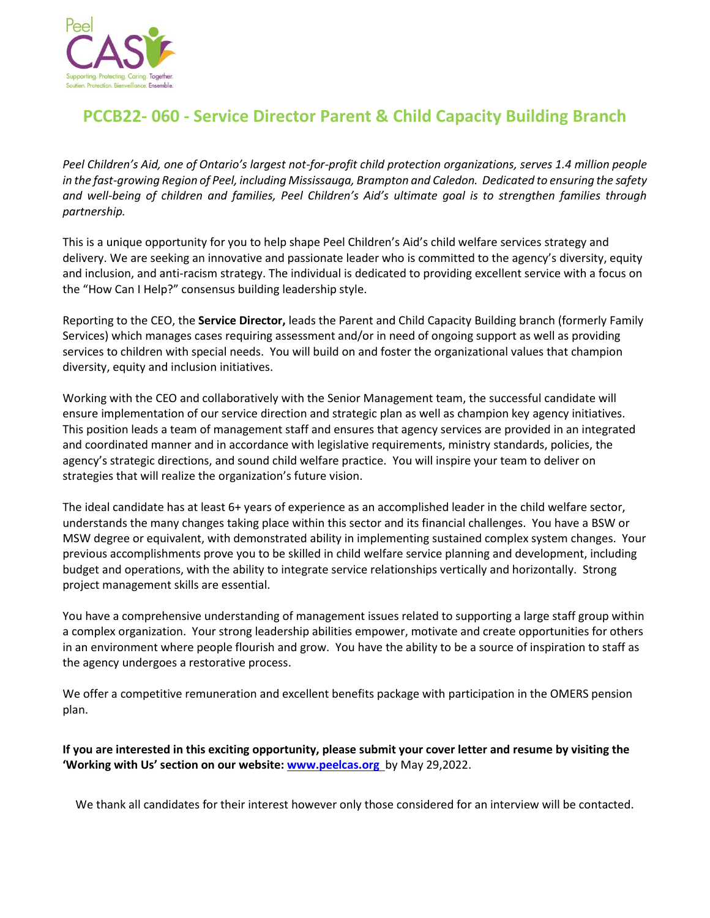# PCCB22- 060 - Service Director Parent & Child Capacity Building Branch

*Peel Children's Aid, one of Ontario's largest not-for-profit child protection organizations, serves 1.4 million people in the fast-growing Region of Peel, including Mississauga, Brampton and Caledon. Dedicated to ensuring the safety and well-being of children and families, Peel Children's Aid's ultimate goal is to strengthen families through partnership.*

This is a unique opportunity for you to help shape Peel Children's Aid's child welfare services strategy and delivery. We are seeking an innovative and passionate leader who is committed to the agency's diversity, equity and inclusion, and anti-racism strategy. The individual is dedicated to providing excellent service with a focus on the "How Can I Help?" consensus building leadership style.

Reporting to the CEO, the **Service Director,** leads the Parent and Child Capacity Building branch (formerly Family Services) which manages cases requiring assessment and/or in need of ongoing support as well as providing services to children with special needs. You will build on and foster the organizational values that champion diversity, equity and inclusion initiatives.

Working with the CEO and collaboratively with the Senior Management team, the successful candidate will ensure implementation of our service direction and strategic plan as well as champion key agency initiatives. This position leads a team of management staff and ensures that agency services are provided in an integrated and coordinated manner and in accordance with legislative requirements, ministry standards, policies, the agency's strategic directions, and sound child welfare practice. You will inspire your team to deliver on strategies that will realize the organization's future vision.

The ideal candidate has at least 6+ years of experience as an accomplished leader in the child welfare sector, understands the many changes taking place within this sector and its financial challenges. You have a BSW or MSW degree or equivalent, with demonstrated ability in implementing sustained complex system changes. Your previous accomplishments prove you to be skilled in child welfare service planning and development, including budget and operations, with the ability to integrate service relationships vertically and horizontally. Strong project management skills are essential.

You have a comprehensive understanding of management issues related to supporting a large staff group within a complex organization. Your strong leadership abilities empower, motivate and create opportunities for others in an environment where people flourish and grow. You have the ability to be a source of inspiration to staff as the agency undergoes a restorative process.

We offer a competitive remuneration and excellent benefits package with participation in the OMERS pension plan.

**If you are interested in this exciting opportunity, please submit your cover letter and resume by visiting the 'Working with Us' section on our website: [www.peelcas.org](http://www.peelcas.org)** by May 29,2022.

We thank all candidates for their interest however only those considered for an interview will be contacted.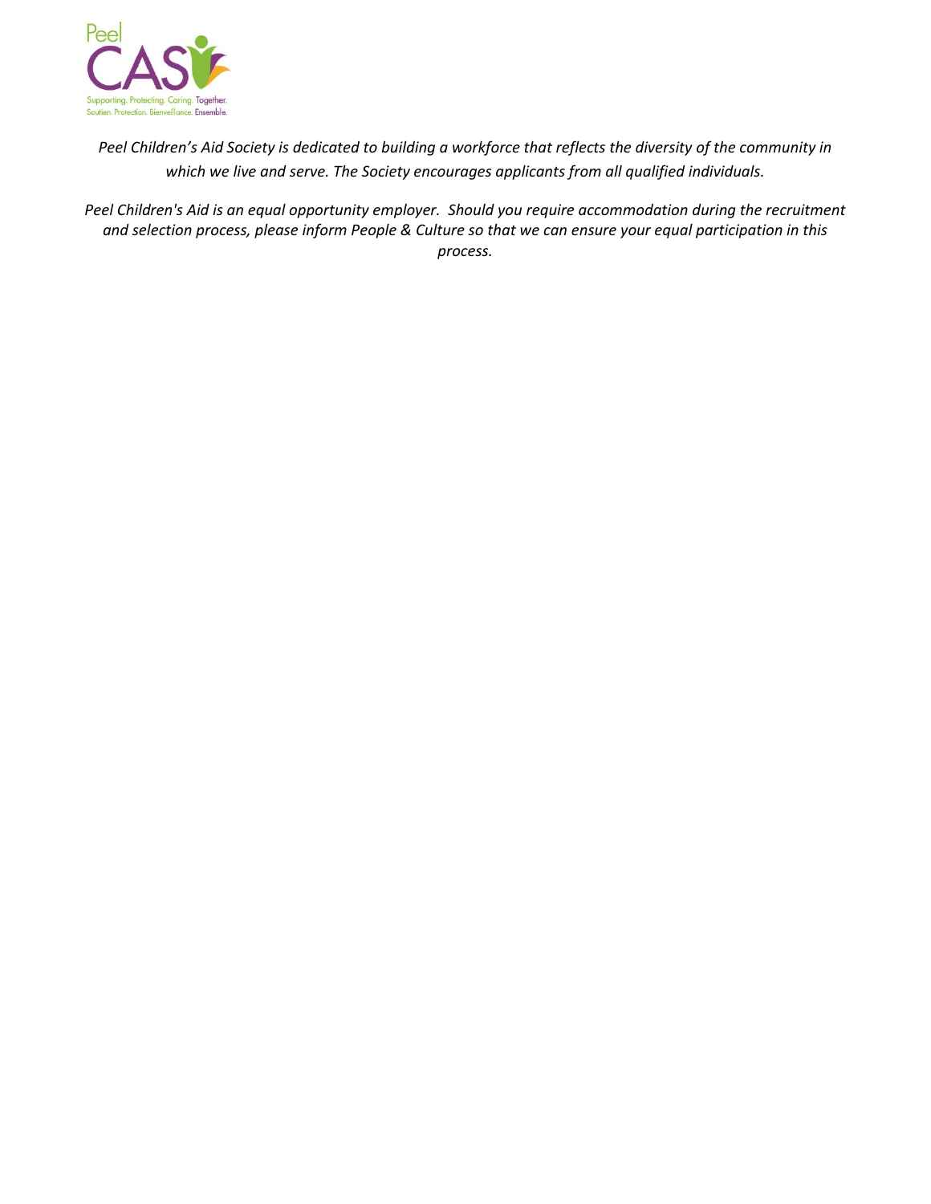*Peel Children's Aid Society is dedicated to building a workforce that reflects the diversity of the community in which we live and serve. The Society encourages applicants from all qualified individuals.*

*Peel Children's Aid is an equal opportunity employer. Should you require accommodation during the recruitment and selection process, please inform People & Culture so that we can ensure your equal participation in this process.*